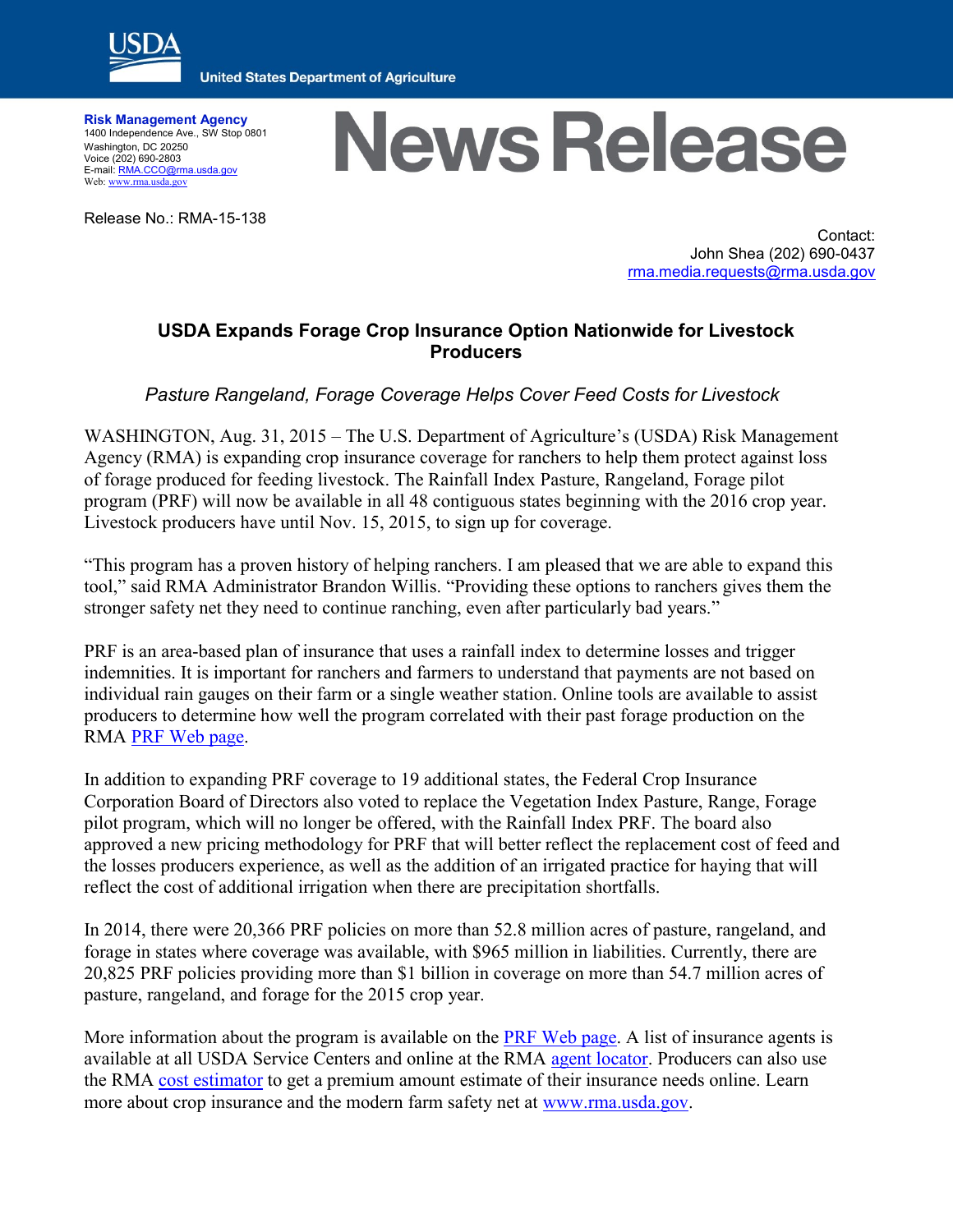USDA

United States Department of Agriculture

**Risk Management Agency**
1400 Independence Ave., SW Stop 0801
Washington, DC 20250
Voice (202) 690-2803
E-mail: RMA.CCO@rma.usda.gov
Web: www.rma.usda.gov

# News Release

Release No.: RMA-15-138

Contact:
John Shea (202) 690-0437
rma.media.requests@rma.usda.gov

## USDA Expands Forage Crop Insurance Option Nationwide for Livestock Producers

*Pasture Rangeland, Forage Coverage Helps Cover Feed Costs for Livestock*

WASHINGTON, Aug. 31, 2015 – The U.S. Department of Agriculture's (USDA) Risk Management Agency (RMA) is expanding crop insurance coverage for ranchers to help them protect against loss of forage produced for feeding livestock. The Rainfall Index Pasture, Rangeland, Forage pilot program (PRF) will now be available in all 48 contiguous states beginning with the 2016 crop year. Livestock producers have until Nov. 15, 2015, to sign up for coverage.

"This program has a proven history of helping ranchers. I am pleased that we are able to expand this tool," said RMA Administrator Brandon Willis. "Providing these options to ranchers gives them the stronger safety net they need to continue ranching, even after particularly bad years."

PRF is an area-based plan of insurance that uses a rainfall index to determine losses and trigger indemnities. It is important for ranchers and farmers to understand that payments are not based on individual rain gauges on their farm or a single weather station. Online tools are available to assist producers to determine how well the program correlated with their past forage production on the RMA PRF Web page.

In addition to expanding PRF coverage to 19 additional states, the Federal Crop Insurance Corporation Board of Directors also voted to replace the Vegetation Index Pasture, Range, Forage pilot program, which will no longer be offered, with the Rainfall Index PRF. The board also approved a new pricing methodology for PRF that will better reflect the replacement cost of feed and the losses producers experience, as well as the addition of an irrigated practice for haying that will reflect the cost of additional irrigation when there are precipitation shortfalls.

In 2014, there were 20,366 PRF policies on more than 52.8 million acres of pasture, rangeland, and forage in states where coverage was available, with $965 million in liabilities. Currently, there are 20,825 PRF policies providing more than $1 billion in coverage on more than 54.7 million acres of pasture, rangeland, and forage for the 2015 crop year.

More information about the program is available on the PRF Web page. A list of insurance agents is available at all USDA Service Centers and online at the RMA agent locator. Producers can also use the RMA cost estimator to get a premium amount estimate of their insurance needs online. Learn more about crop insurance and the modern farm safety net at www.rma.usda.gov.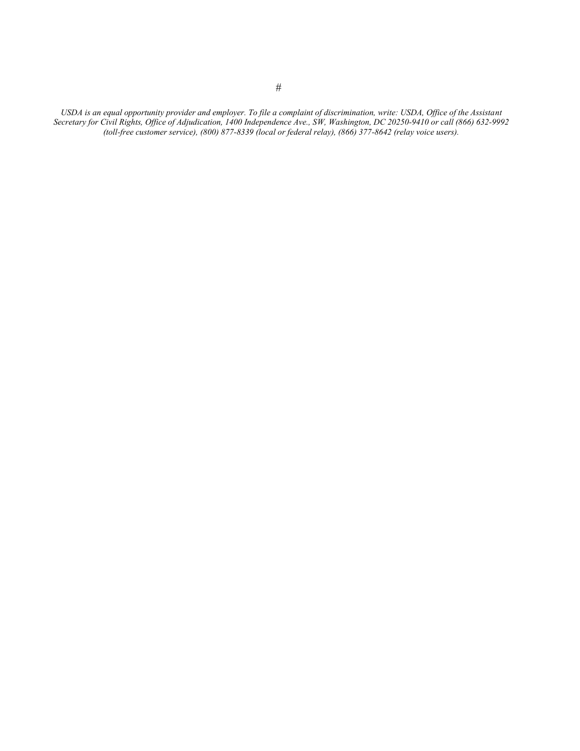#

*USDA is an equal opportunity provider and employer. To file a complaint of discrimination, write: USDA, Office of the Assistant Secretary for Civil Rights, Office of Adjudication, 1400 Independence Ave., SW, Washington, DC 20250-9410 or call (866) 632-9992 (toll-free customer service), (800) 877-8339 (local or federal relay), (866) 377-8642 (relay voice users).*